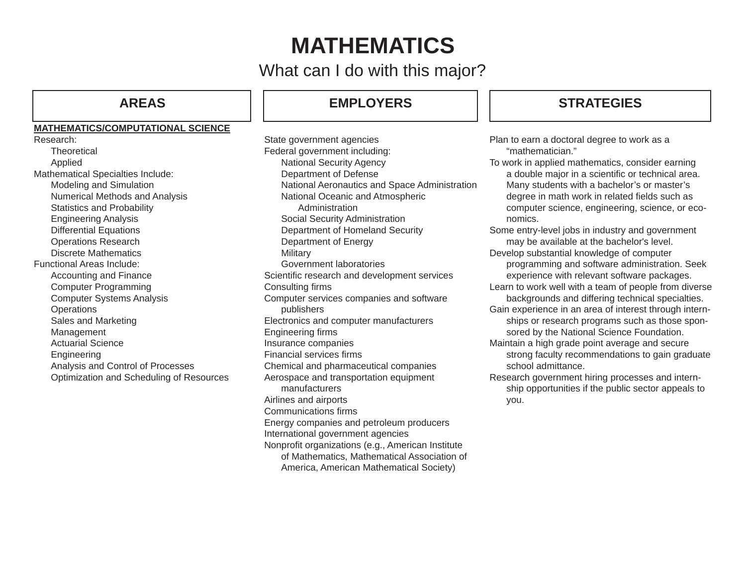# MATHEMATICS

## What can I do with this major?

### AREAS

**MATHEMATICS/COMPUTATIONAL SCIENCE**

Research:
- Theoretical
- Applied

Mathematical Specialties Include:
- Modeling and Simulation
- Numerical Methods and Analysis
- Statistics and Probability
- Engineering Analysis
- Differential Equations
- Operations Research
- Discrete Mathematics

Functional Areas Include:
- Accounting and Finance
- Computer Programming
- Computer Systems Analysis
- Operations
- Sales and Marketing
- Management
- Actuarial Science
- Engineering
- Analysis and Control of Processes
- Optimization and Scheduling of Resources

### EMPLOYERS

- State government agencies
- Federal government including:
  - National Security Agency
  - Department of Defense
  - National Aeronautics and Space Administration
  - National Oceanic and Atmospheric Administration
  - Social Security Administration
  - Department of Homeland Security
  - Department of Energy
  - Military
  - Government laboratories
- Scientific research and development services
- Consulting firms
- Computer services companies and software publishers
- Electronics and computer manufacturers
- Engineering firms
- Insurance companies
- Financial services firms
- Chemical and pharmaceutical companies
- Aerospace and transportation equipment manufacturers
- Airlines and airports
- Communications firms
- Energy companies and petroleum producers
- International government agencies
- Nonprofit organizations (e.g., American Institute of Mathematics, Mathematical Association of America, American Mathematical Society)

### STRATEGIES

- Plan to earn a doctoral degree to work as a "mathematician."
- To work in applied mathematics, consider earning a double major in a scientific or technical area. Many students with a bachelor's or master's degree in math work in related fields such as computer science, engineering, science, or economics.
- Some entry-level jobs in industry and government may be available at the bachelor's level.
- Develop substantial knowledge of computer programming and software administration. Seek experience with relevant software packages.
- Learn to work well with a team of people from diverse backgrounds and differing technical specialties.
- Gain experience in an area of interest through internships or research programs such as those sponsored by the National Science Foundation.
- Maintain a high grade point average and secure strong faculty recommendations to gain graduate school admittance.
- Research government hiring processes and internship opportunities if the public sector appeals to you.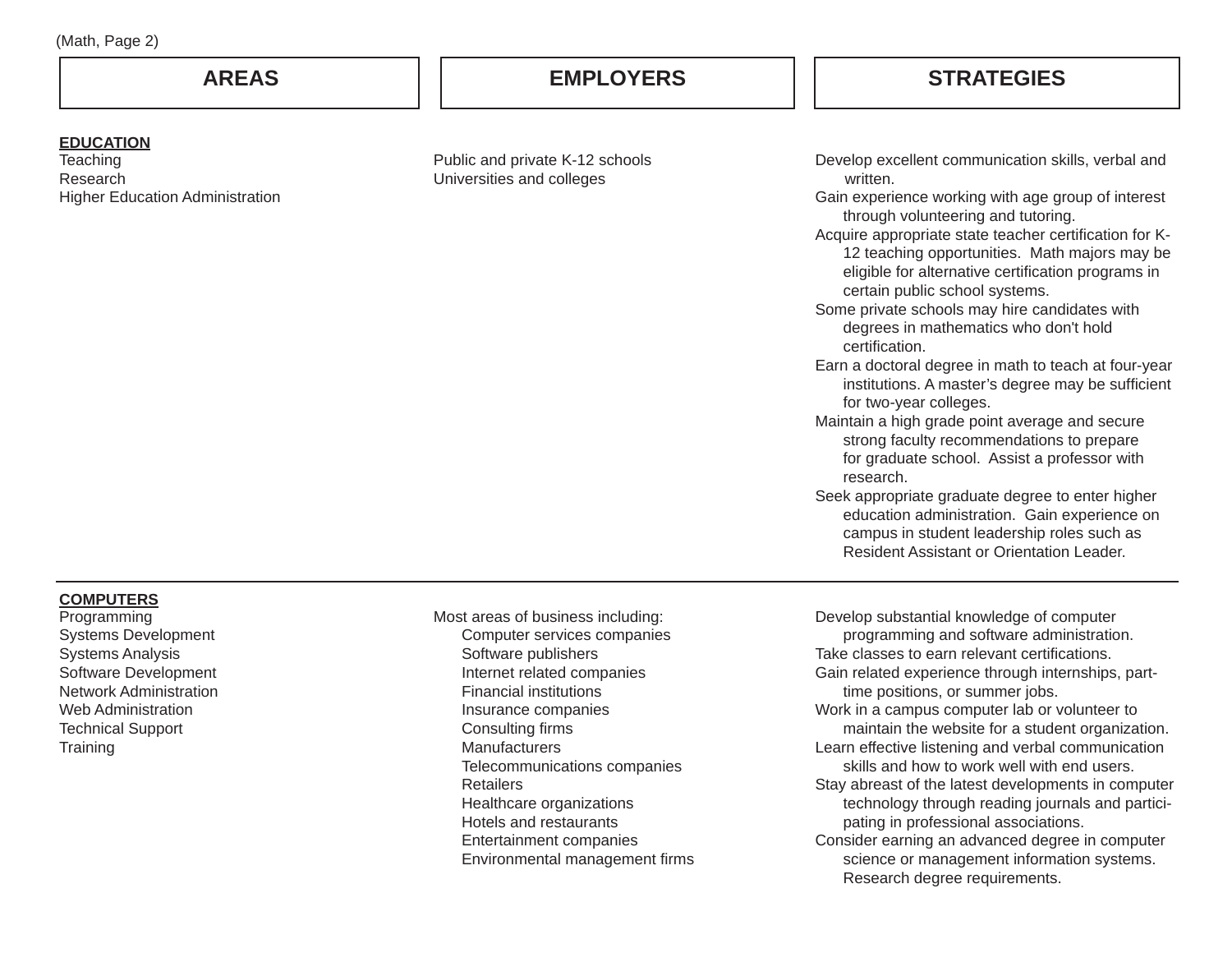| AREAS | EMPLOYERS | STRATEGIES |
| --- | --- | --- |
| **EDUCATION**<br>Teaching<br>Research<br>Higher Education Administration | Public and private K-12 schools<br>Universities and colleges | Develop excellent communication skills, verbal and written.<br>Gain experience working with age group of interest through volunteering and tutoring.<br>Acquire appropriate state teacher certification for K-12 teaching opportunities. Math majors may be eligible for alternative certification programs in certain public school systems.<br>Some private schools may hire candidates with degrees in mathematics who don't hold certification.<br>Earn a doctoral degree in math to teach at four-year institutions. A master's degree may be sufficient for two-year colleges.<br>Maintain a high grade point average and secure strong faculty recommendations to prepare for graduate school. Assist a professor with research.<br>Seek appropriate graduate degree to enter higher education administration. Gain experience on campus in student leadership roles such as Resident Assistant or Orientation Leader. |
| **COMPUTERS**<br>Programming<br>Systems Development<br>Systems Analysis<br>Software Development<br>Network Administration<br>Web Administration<br>Technical Support<br>Training | Most areas of business including:<br>Computer services companies<br>Software publishers<br>Internet related companies<br>Financial institutions<br>Insurance companies<br>Consulting firms<br>Manufacturers<br>Telecommunications companies<br>Retailers<br>Healthcare organizations<br>Hotels and restaurants<br>Entertainment companies<br>Environmental management firms | Develop substantial knowledge of computer programming and software administration.<br>Take classes to earn relevant certifications.<br>Gain related experience through internships, part-time positions, or summer jobs.<br>Work in a campus computer lab or volunteer to maintain the website for a student organization.<br>Learn effective listening and verbal communication skills and how to work well with end users.<br>Stay abreast of the latest developments in computer technology through reading journals and participating in professional associations.<br>Consider earning an advanced degree in computer science or management information systems. Research degree requirements. |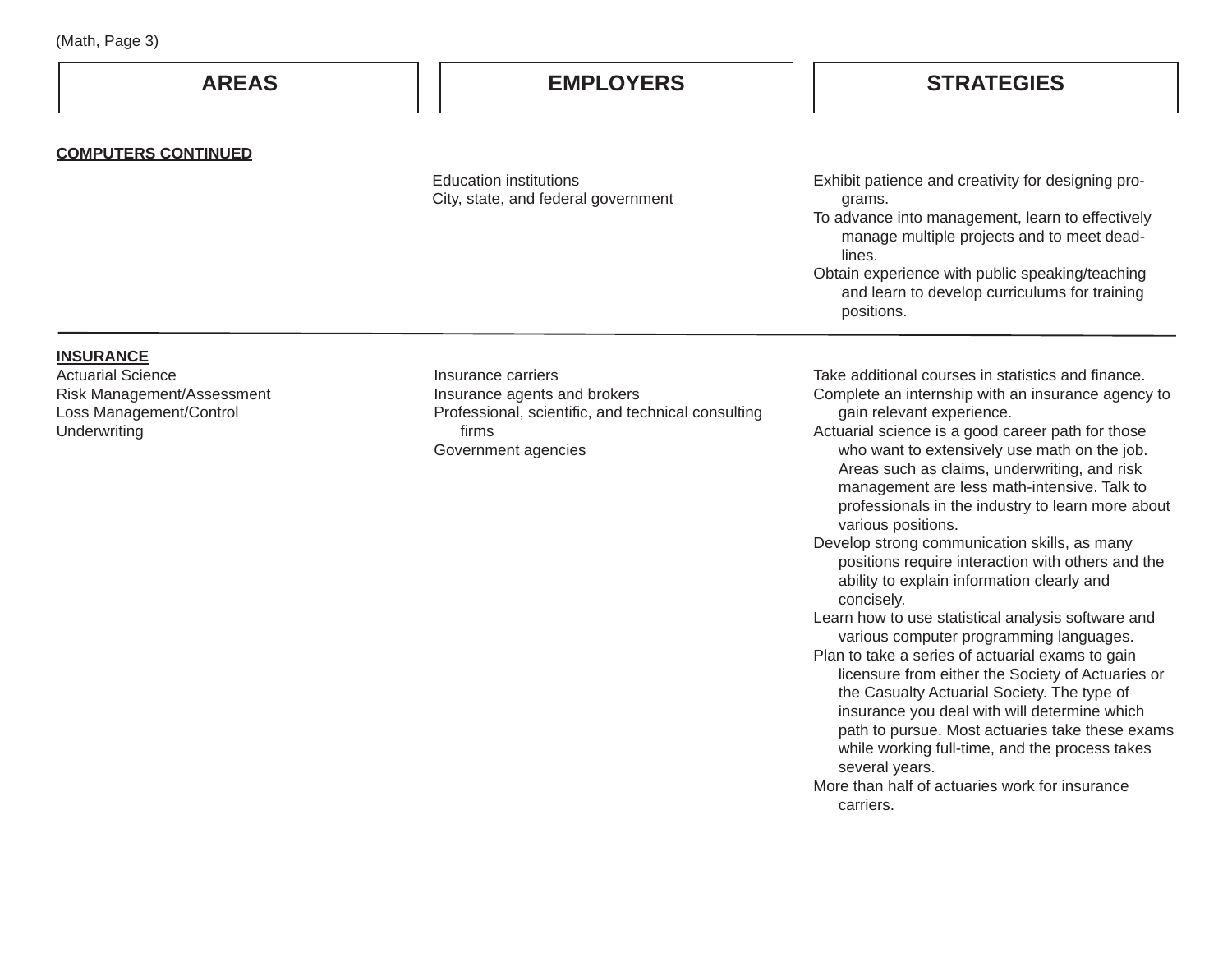| AREAS | EMPLOYERS | STRATEGIES |
| --- | --- | --- |
| **COMPUTERS CONTINUED** | | |
| | Education institutions<br>City, state, and federal government | Exhibit patience and creativity for designing programs.<br>To advance into management, learn to effectively manage multiple projects and to meet deadlines.<br>Obtain experience with public speaking/teaching and learn to develop curriculums for training positions. |
| **INSURANCE**<br>Actuarial Science<br>Risk Management/Assessment<br>Loss Management/Control<br>Underwriting | Insurance carriers<br>Insurance agents and brokers<br>Professional, scientific, and technical consulting firms<br>Government agencies | Take additional courses in statistics and finance.<br>Complete an internship with an insurance agency to gain relevant experience.<br>Actuarial science is a good career path for those who want to extensively use math on the job. Areas such as claims, underwriting, and risk management are less math-intensive. Talk to professionals in the industry to learn more about various positions.<br>Develop strong communication skills, as many positions require interaction with others and the ability to explain information clearly and concisely.<br>Learn how to use statistical analysis software and various computer programming languages.<br>Plan to take a series of actuarial exams to gain licensure from either the Society of Actuaries or the Casualty Actuarial Society. The type of insurance you deal with will determine which path to pursue. Most actuaries take these exams while working full-time, and the process takes several years.<br>More than half of actuaries work for insurance carriers. |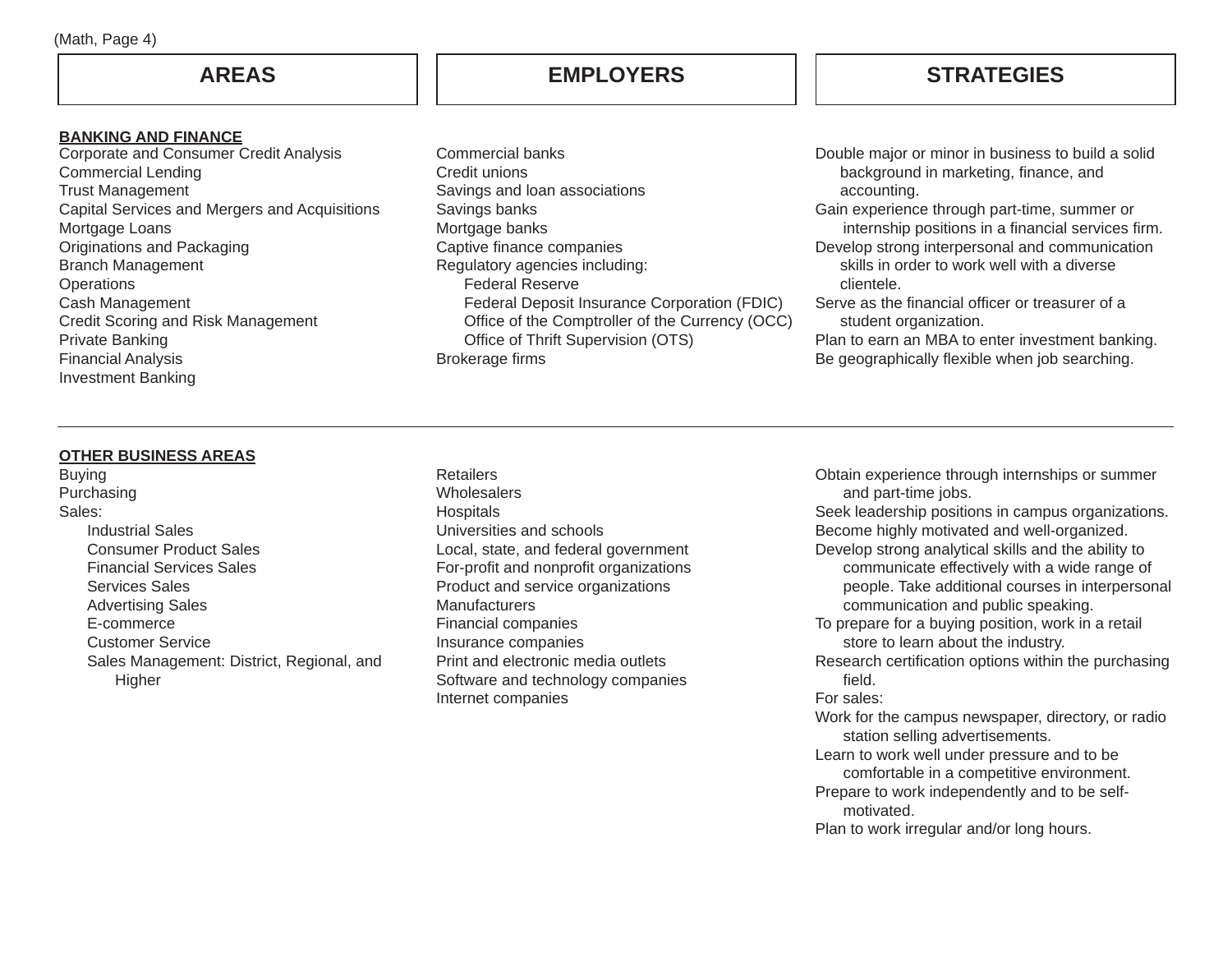| AREAS | EMPLOYERS | STRATEGIES |
|---|---|---|
| **BANKING AND FINANCE** | | |
| Corporate and Consumer Credit Analysis<br>Commercial Lending<br>Trust Management<br>Capital Services and Mergers and Acquisitions<br>Mortgage Loans<br>Originations and Packaging<br>Branch Management<br>Operations<br>Cash Management<br>Credit Scoring and Risk Management<br>Private Banking<br>Financial Analysis<br>Investment Banking | Commercial banks<br>Credit unions<br>Savings and loan associations<br>Savings banks<br>Mortgage banks<br>Captive finance companies<br>Regulatory agencies including:<br>Federal Reserve<br>Federal Deposit Insurance Corporation (FDIC)<br>Office of the Comptroller of the Currency (OCC)<br>Office of Thrift Supervision (OTS)<br>Brokerage firms | Double major or minor in business to build a solid background in marketing, finance, and accounting.<br>Gain experience through part-time, summer or internship positions in a financial services firm.<br>Develop strong interpersonal and communication skills in order to work well with a diverse clientele.<br>Serve as the financial officer or treasurer of a student organization.<br>Plan to earn an MBA to enter investment banking.<br>Be geographically flexible when job searching. |
| **OTHER BUSINESS AREAS** | | |
| Buying<br>Purchasing<br>Sales:<br>Industrial Sales<br>Consumer Product Sales<br>Financial Services Sales<br>Services Sales<br>Advertising Sales<br>E-commerce<br>Customer Service<br>Sales Management: District, Regional, and Higher | Retailers<br>Wholesalers<br>Hospitals<br>Universities and schools<br>Local, state, and federal government<br>For-profit and nonprofit organizations<br>Product and service organizations<br>Manufacturers<br>Financial companies<br>Insurance companies<br>Print and electronic media outlets<br>Software and technology companies<br>Internet companies | Obtain experience through internships or summer and part-time jobs.<br>Seek leadership positions in campus organizations.<br>Become highly motivated and well-organized.<br>Develop strong analytical skills and the ability to communicate effectively with a wide range of people. Take additional courses in interpersonal communication and public speaking.<br>To prepare for a buying position, work in a retail store to learn about the industry.<br>Research certification options within the purchasing field.<br>For sales:<br>Work for the campus newspaper, directory, or radio station selling advertisements.<br>Learn to work well under pressure and to be comfortable in a competitive environment.<br>Prepare to work independently and to be self-motivated.<br>Plan to work irregular and/or long hours. |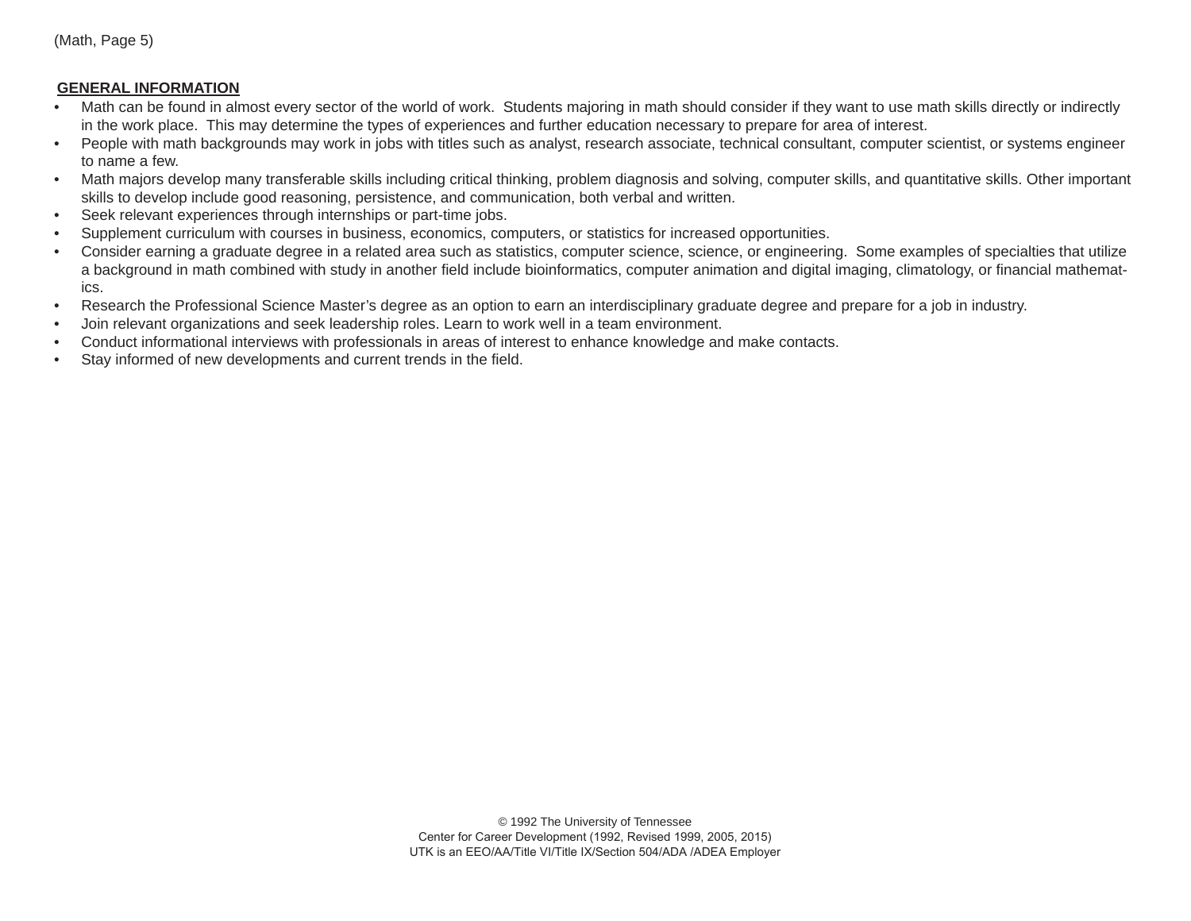## GENERAL INFORMATION

- Math can be found in almost every sector of the world of work. Students majoring in math should consider if they want to use math skills directly or indirectly in the work place. This may determine the types of experiences and further education necessary to prepare for area of interest.
- People with math backgrounds may work in jobs with titles such as analyst, research associate, technical consultant, computer scientist, or systems engineer to name a few.
- Math majors develop many transferable skills including critical thinking, problem diagnosis and solving, computer skills, and quantitative skills. Other important skills to develop include good reasoning, persistence, and communication, both verbal and written.
- Seek relevant experiences through internships or part-time jobs.
- Supplement curriculum with courses in business, economics, computers, or statistics for increased opportunities.
- Consider earning a graduate degree in a related area such as statistics, computer science, science, or engineering. Some examples of specialties that utilize a background in math combined with study in another field include bioinformatics, computer animation and digital imaging, climatology, or financial mathematics.
- Research the Professional Science Master's degree as an option to earn an interdisciplinary graduate degree and prepare for a job in industry.
- Join relevant organizations and seek leadership roles. Learn to work well in a team environment.
- Conduct informational interviews with professionals in areas of interest to enhance knowledge and make contacts.
- Stay informed of new developments and current trends in the field.

© 1992 The University of Tennessee
Center for Career Development (1992, Revised 1999, 2005, 2015)
UTK is an EEO/AA/Title VI/Title IX/Section 504/ADA /ADEA Employer